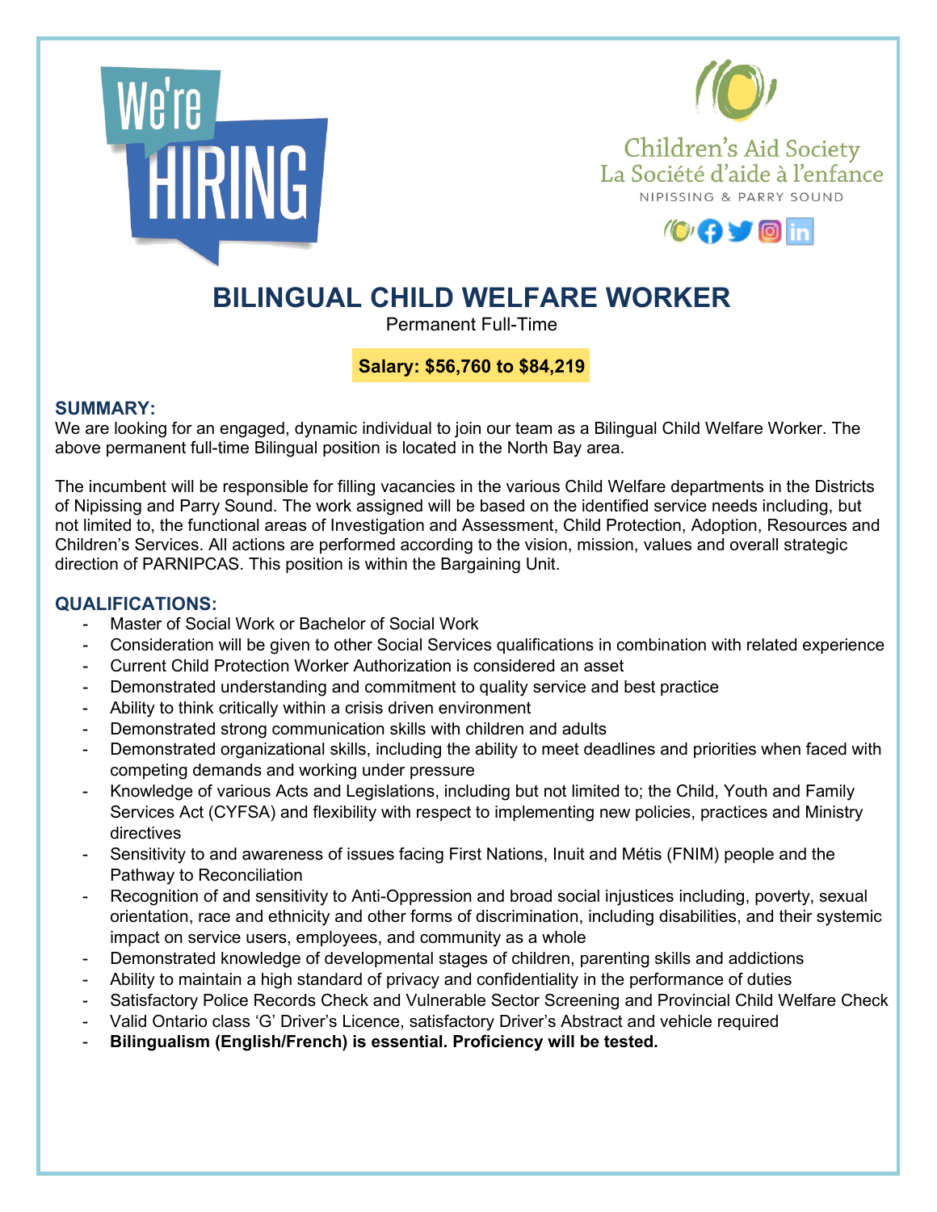We're HIRING

Children's Aid Society
La Société d'aide à l'enfance
NIPISSING & PARRY SOUND

# BILINGUAL CHILD WELFARE WORKER

Permanent Full-Time

**Salary: $56,760 to $84,219**

## SUMMARY:

We are looking for an engaged, dynamic individual to join our team as a Bilingual Child Welfare Worker. The above permanent full-time Bilingual position is located in the North Bay area.

The incumbent will be responsible for filling vacancies in the various Child Welfare departments in the Districts of Nipissing and Parry Sound. The work assigned will be based on the identified service needs including, but not limited to, the functional areas of Investigation and Assessment, Child Protection, Adoption, Resources and Children's Services. All actions are performed according to the vision, mission, values and overall strategic direction of PARNIPCAS. This position is within the Bargaining Unit.

## QUALIFICATIONS:

- Master of Social Work or Bachelor of Social Work
- Consideration will be given to other Social Services qualifications in combination with related experience
- Current Child Protection Worker Authorization is considered an asset
- Demonstrated understanding and commitment to quality service and best practice
- Ability to think critically within a crisis driven environment
- Demonstrated strong communication skills with children and adults
- Demonstrated organizational skills, including the ability to meet deadlines and priorities when faced with competing demands and working under pressure
- Knowledge of various Acts and Legislations, including but not limited to; the Child, Youth and Family Services Act (CYFSA) and flexibility with respect to implementing new policies, practices and Ministry directives
- Sensitivity to and awareness of issues facing First Nations, Inuit and Métis (FNIM) people and the Pathway to Reconciliation
- Recognition of and sensitivity to Anti-Oppression and broad social injustices including, poverty, sexual orientation, race and ethnicity and other forms of discrimination, including disabilities, and their systemic impact on service users, employees, and community as a whole
- Demonstrated knowledge of developmental stages of children, parenting skills and addictions
- Ability to maintain a high standard of privacy and confidentiality in the performance of duties
- Satisfactory Police Records Check and Vulnerable Sector Screening and Provincial Child Welfare Check
- Valid Ontario class 'G' Driver's Licence, satisfactory Driver's Abstract and vehicle required
- **Bilingualism (English/French) is essential. Proficiency will be tested.**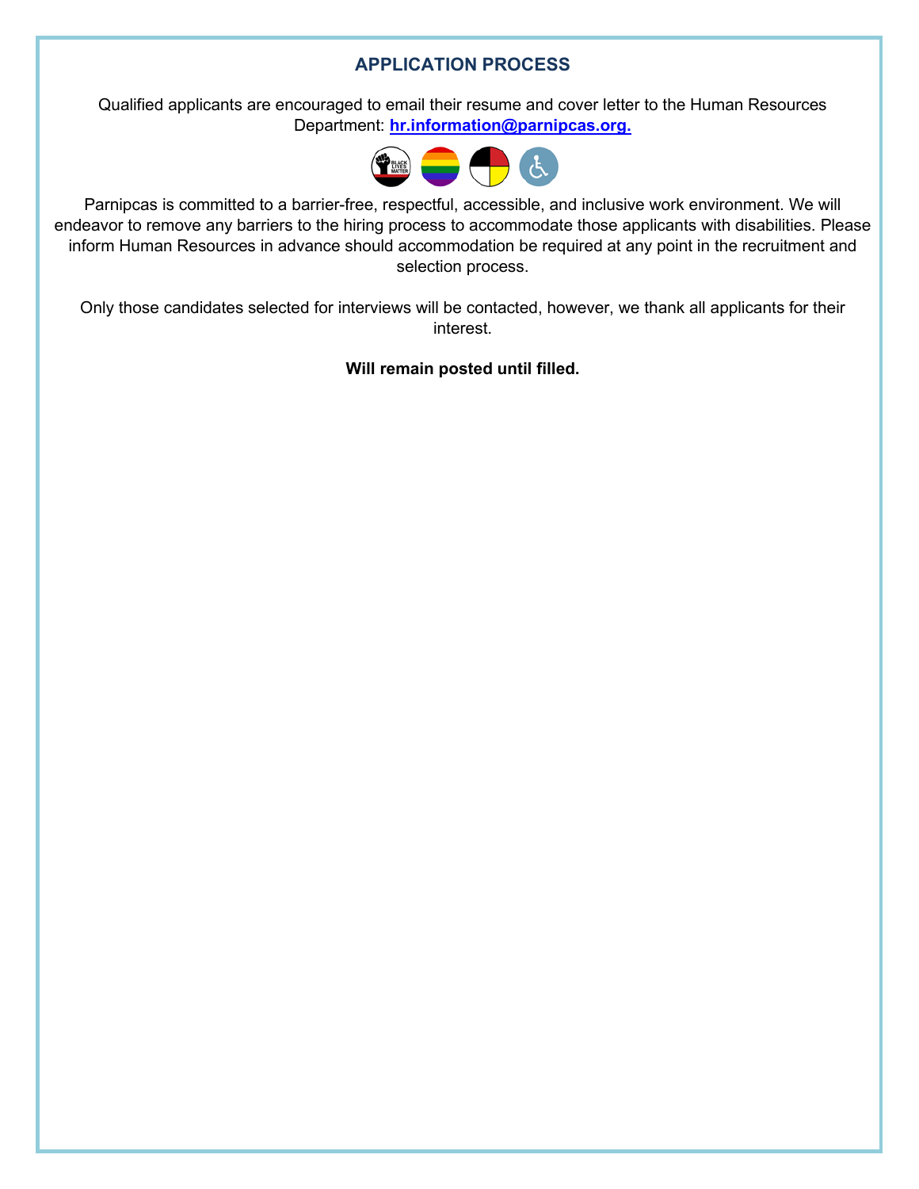## APPLICATION PROCESS

Qualified applicants are encouraged to email their resume and cover letter to the Human Resources Department: **hr.information@parnipcas.org.**

Parnipcas is committed to a barrier-free, respectful, accessible, and inclusive work environment. We will endeavor to remove any barriers to the hiring process to accommodate those applicants with disabilities. Please inform Human Resources in advance should accommodation be required at any point in the recruitment and selection process.

Only those candidates selected for interviews will be contacted, however, we thank all applicants for their interest.

**Will remain posted until filled.**